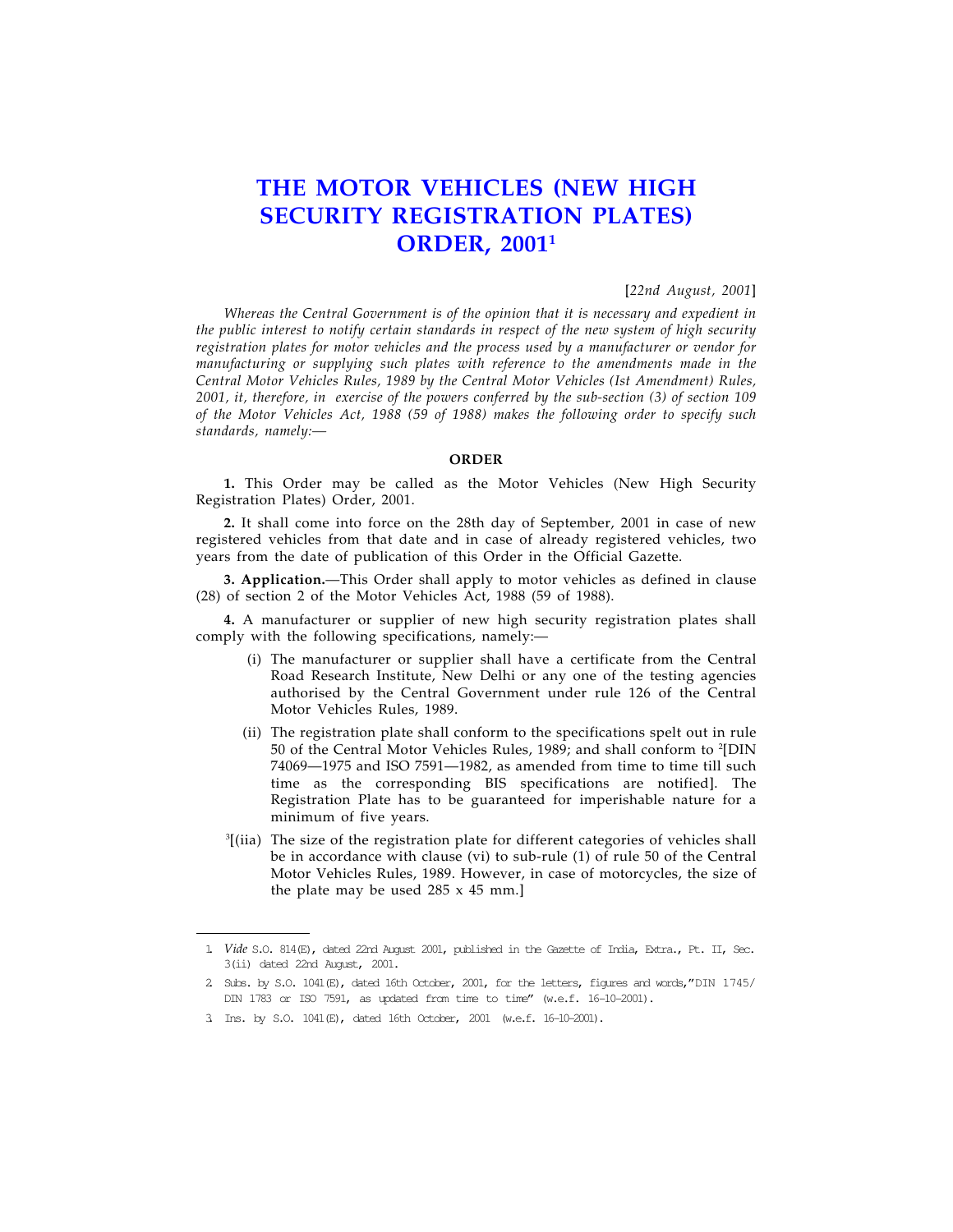# THE MOTOR VEHICLES (NEW HIGH SECURITY REGISTRATION PLATES) ORDER, 2001[1]

[*22nd August, 2001*]

*Whereas the Central Government is of the opinion that it is necessary and expedient in the public interest to notify certain standards in respect of the new system of high security registration plates for motor vehicles and the process used by a manufacturer or vendor for manufacturing or supplying such plates with reference to the amendments made in the Central Motor Vehicles Rules, 1989 by the Central Motor Vehicles (Ist Amendment) Rules, 2001, it, therefore, in exercise of the powers conferred by the sub-section (3) of section 109 of the Motor Vehicles Act, 1988 (59 of 1988) makes the following order to specify such standards, namely:—*

**ORDER**

**1.** This Order may be called as the Motor Vehicles (New High Security Registration Plates) Order, 2001.

**2.** It shall come into force on the 28th day of September, 2001 in case of new registered vehicles from that date and in case of already registered vehicles, two years from the date of publication of this Order in the Official Gazette.

**3. Application.**—This Order shall apply to motor vehicles as defined in clause (28) of section 2 of the Motor Vehicles Act, 1988 (59 of 1988).

**4.** A manufacturer or supplier of new high security registration plates shall comply with the following specifications, namely:—

(i) The manufacturer or supplier shall have a certificate from the Central Road Research Institute, New Delhi or any one of the testing agencies authorised by the Central Government under rule 126 of the Central Motor Vehicles Rules, 1989.

(ii) The registration plate shall conform to the specifications spelt out in rule 50 of the Central Motor Vehicles Rules, 1989; and shall conform to [2][DIN 74069—1975 and ISO 7591—1982, as amended from time to time till such time as the corresponding BIS specifications are notified]. The Registration Plate has to be guaranteed for imperishable nature for a minimum of five years.

[3][(iia) The size of the registration plate for different categories of vehicles shall be in accordance with clause (vi) to sub-rule (1) of rule 50 of the Central Motor Vehicles Rules, 1989. However, in case of motorcycles, the size of the plate may be used 285 x 45 mm.]

---

1. *Vide* S.O. 814(E), dated 22nd August 2001, published in the Gazette of India, Extra., Pt. II, Sec. 3(ii) dated 22nd August, 2001.

2. Subs. by S.O. 1041(E), dated 16th October, 2001, for the letters, figures and words,"DIN 1745/ DIN 1783 or ISO 7591, as updated from time to time" (w.e.f. 16-10-2001).

3. Ins. by S.O. 1041(E), dated 16th October, 2001 (w.e.f. 16-10-2001).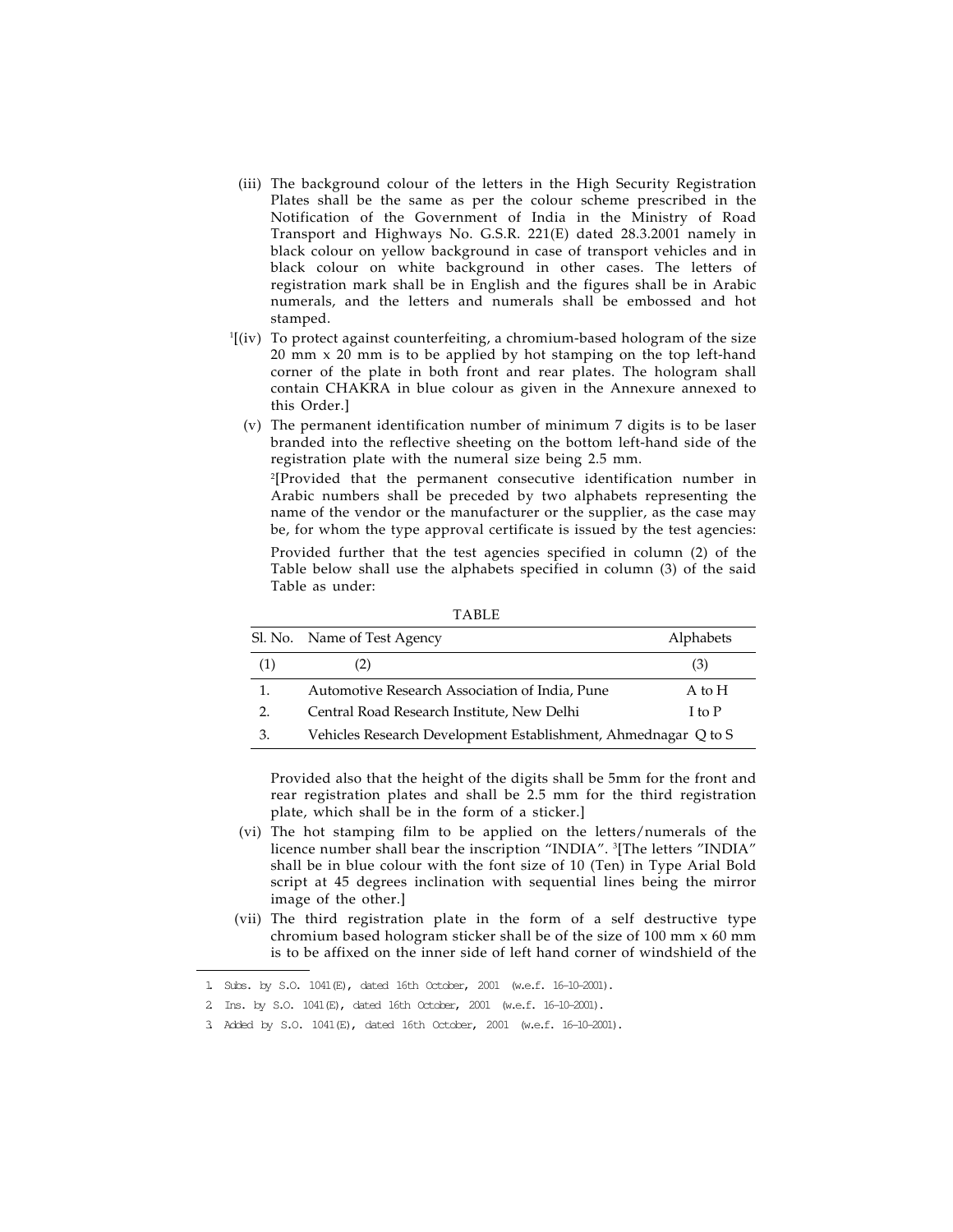(iii) The background colour of the letters in the High Security Registration Plates shall be the same as per the colour scheme prescribed in the Notification of the Government of India in the Ministry of Road Transport and Highways No. G.S.R. 221(E) dated 28.3.2001 namely in black colour on yellow background in case of transport vehicles and in black colour on white background in other cases. The letters of registration mark shall be in English and the figures shall be in Arabic numerals, and the letters and numerals shall be embossed and hot stamped.

[1][(iv) To protect against counterfeiting, a chromium-based hologram of the size 20 mm x 20 mm is to be applied by hot stamping on the top left-hand corner of the plate in both front and rear plates. The hologram shall contain CHAKRA in blue colour as given in the Annexure annexed to this Order.]

(v) The permanent identification number of minimum 7 digits is to be laser branded into the reflective sheeting on the bottom left-hand side of the registration plate with the numeral size being 2.5 mm.

[2][Provided that the permanent consecutive identification number in Arabic numbers shall be preceded by two alphabets representing the name of the vendor or the manufacturer or the supplier, as the case may be, for whom the type approval certificate is issued by the test agencies:

Provided further that the test agencies specified in column (2) of the Table below shall use the alphabets specified in column (3) of the said Table as under:

TABLE

| Sl. No. | Name of Test Agency | Alphabets |
|---|---|---|
| (1) | (2) | (3) |
| 1. | Automotive Research Association of India, Pune | A to H |
| 2. | Central Road Research Institute, New Delhi | I to P |
| 3. | Vehicles Research Development Establishment, Ahmednagar | Q to S |

Provided also that the height of the digits shall be 5mm for the front and rear registration plates and shall be 2.5 mm for the third registration plate, which shall be in the form of a sticker.]

(vi) The hot stamping film to be applied on the letters/numerals of the licence number shall bear the inscription "INDIA". [3][The letters "INDIA" shall be in blue colour with the font size of 10 (Ten) in Type Arial Bold script at 45 degrees inclination with sequential lines being the mirror image of the other.]

(vii) The third registration plate in the form of a self destructive type chromium based hologram sticker shall be of the size of 100 mm x 60 mm is to be affixed on the inner side of left hand corner of windshield of the

---

1. Subs. by S.O. 1041(E), dated 16th October, 2001 (w.e.f. 16-10-2001).
2. Ins. by S.O. 1041(E), dated 16th October, 2001 (w.e.f. 16-10-2001).
3. Added by S.O. 1041(E), dated 16th October, 2001 (w.e.f. 16-10-2001).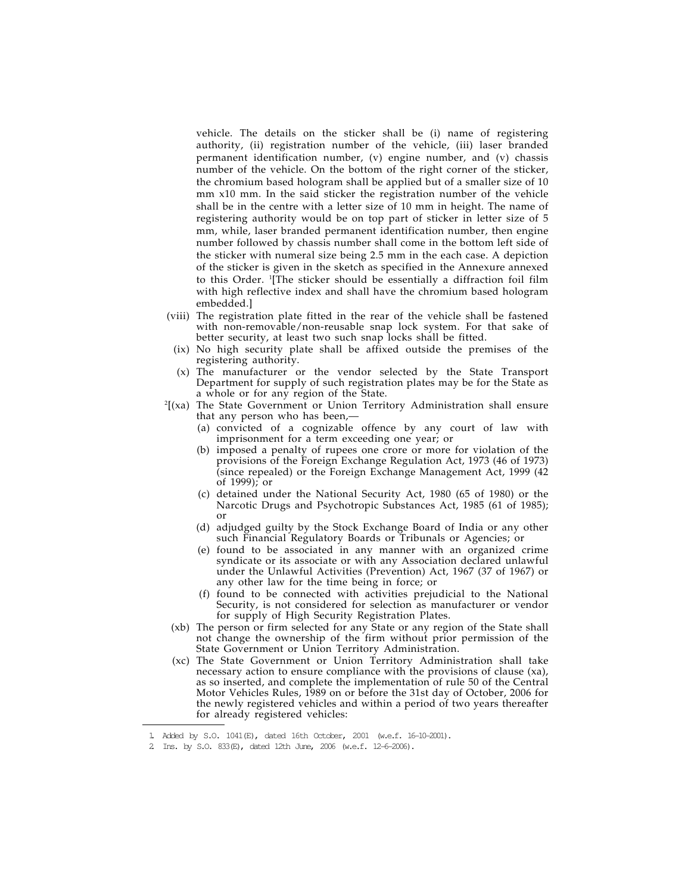vehicle. The details on the sticker shall be (i) name of registering authority, (ii) registration number of the vehicle, (iii) laser branded permanent identification number, (v) engine number, and (v) chassis number of the vehicle. On the bottom of the right corner of the sticker, the chromium based hologram shall be applied but of a smaller size of 10 mm x10 mm. In the said sticker the registration number of the vehicle shall be in the centre with a letter size of 10 mm in height. The name of registering authority would be on top part of sticker in letter size of 5 mm, while, laser branded permanent identification number, then engine number followed by chassis number shall come in the bottom left side of the sticker with numeral size being 2.5 mm in the each case. A depiction of the sticker is given in the sketch as specified in the Annexure annexed to this Order. [1][The sticker should be essentially a diffraction foil film with high reflective index and shall have the chromium based hologram embedded.]

(viii) The registration plate fitted in the rear of the vehicle shall be fastened with non-removable/non-reusable snap lock system. For that sake of better security, at least two such snap locks shall be fitted.

(ix) No high security plate shall be affixed outside the premises of the registering authority.

(x) The manufacturer or the vendor selected by the State Transport Department for supply of such registration plates may be for the State as a whole or for any region of the State.

[2][(xa) The State Government or Union Territory Administration shall ensure that any person who has been,—

(a) convicted of a cognizable offence by any court of law with imprisonment for a term exceeding one year; or

(b) imposed a penalty of rupees one crore or more for violation of the provisions of the Foreign Exchange Regulation Act, 1973 (46 of 1973) (since repealed) or the Foreign Exchange Management Act, 1999 (42 of 1999); or

(c) detained under the National Security Act, 1980 (65 of 1980) or the Narcotic Drugs and Psychotropic Substances Act, 1985 (61 of 1985); or

(d) adjudged guilty by the Stock Exchange Board of India or any other such Financial Regulatory Boards or Tribunals or Agencies; or

(e) found to be associated in any manner with an organized crime syndicate or its associate or with any Association declared unlawful under the Unlawful Activities (Prevention) Act, 1967 (37 of 1967) or any other law for the time being in force; or

(f) found to be connected with activities prejudicial to the National Security, is not considered for selection as manufacturer or vendor for supply of High Security Registration Plates.

(xb) The person or firm selected for any State or any region of the State shall not change the ownership of the firm without prior permission of the State Government or Union Territory Administration.

(xc) The State Government or Union Territory Administration shall take necessary action to ensure compliance with the provisions of clause (xa), as so inserted, and complete the implementation of rule 50 of the Central Motor Vehicles Rules, 1989 on or before the 31st day of October, 2006 for the newly registered vehicles and within a period of two years thereafter for already registered vehicles:

---

1. Added by S.O. 1041(E), dated 16th October, 2001 (w.e.f. 16-10-2001).
2. Ins. by S.O. 833(E), dated 12th June, 2006 (w.e.f. 12-6-2006).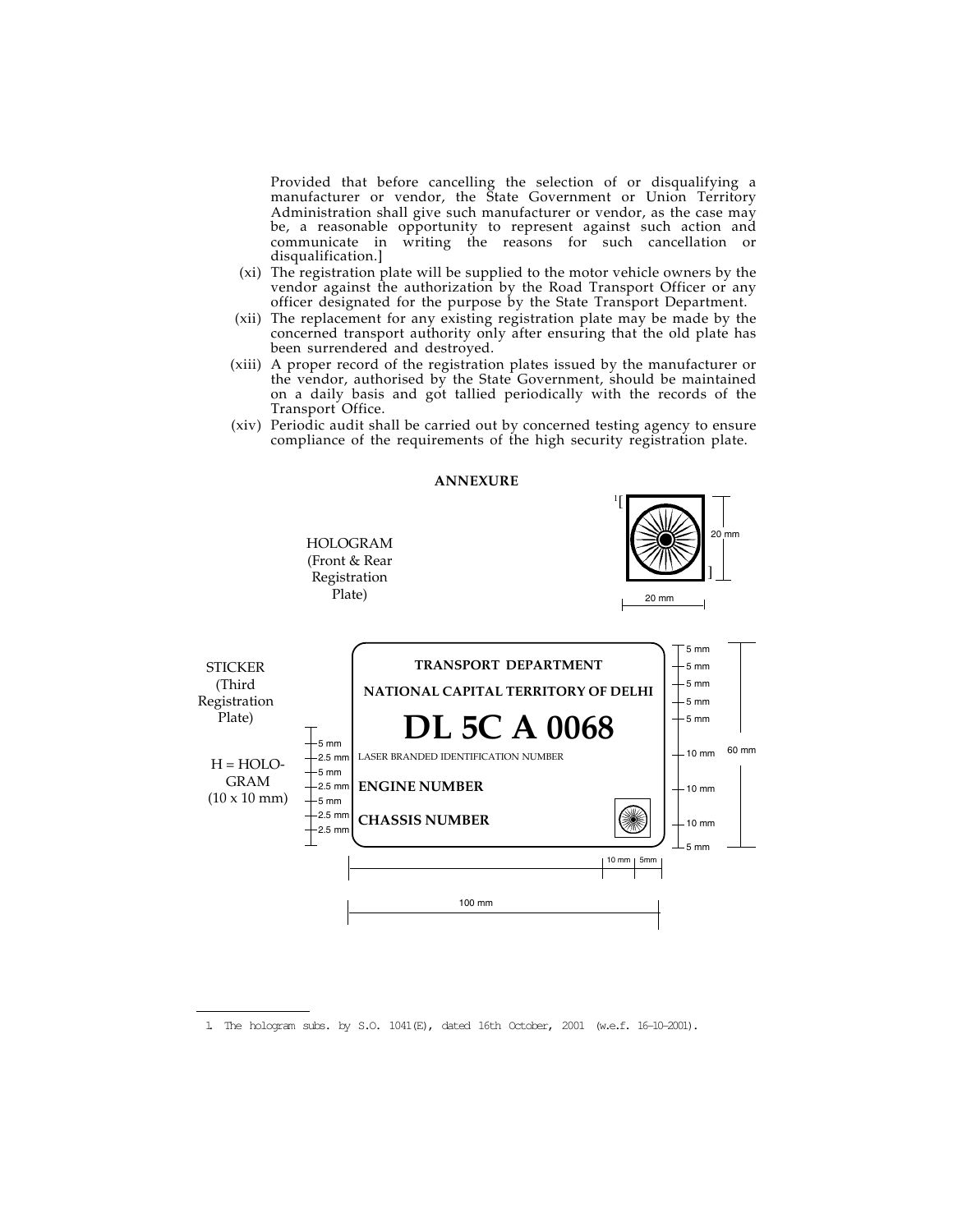Provided that before cancelling the selection of or disqualifying a manufacturer or vendor, the State Government or Union Territory Administration shall give such manufacturer or vendor, as the case may be, a reasonable opportunity to represent against such action and communicate in writing the reasons for such cancellation or disqualification.]

(xi) The registration plate will be supplied to the motor vehicle owners by the vendor against the authorization by the Road Transport Officer or any officer designated for the purpose by the State Transport Department.

(xii) The replacement for any existing registration plate may be made by the concerned transport authority only after ensuring that the old plate has been surrendered and destroyed.

(xiii) A proper record of the registration plates issued by the manufacturer or the vendor, authorised by the State Government, should be maintained on a daily basis and got tallied periodically with the records of the Transport Office.

(xiv) Periodic audit shall be carried out by concerned testing agency to ensure compliance of the requirements of the high security registration plate.

**ANNEXURE**

HOLOGRAM
(Front & Rear Registration Plate)

[1][ ]

20 mm

20 mm

STICKER
(Third Registration Plate)

H = HOLOGRAM
(10 x 10 mm)

TRANSPORT DEPARTMENT

NATIONAL CAPITAL TERRITORY OF DELHI

DL 5C A 0068

LASER BRANDED IDENTIFICATION NUMBER

ENGINE NUMBER

CHASSIS NUMBER

5 mm
2.5 mm
5 mm
2.5 mm
5 mm
2.5 mm
2.5 mm

5 mm
5 mm
5 mm
5 mm
5 mm
10 mm
10 mm
10 mm
5 mm

60 mm

10 mm

5mm

100 mm

1. The hologram subs. by S.O. 1041(E), dated 16th October, 2001 (w.e.f. 16-10-2001).